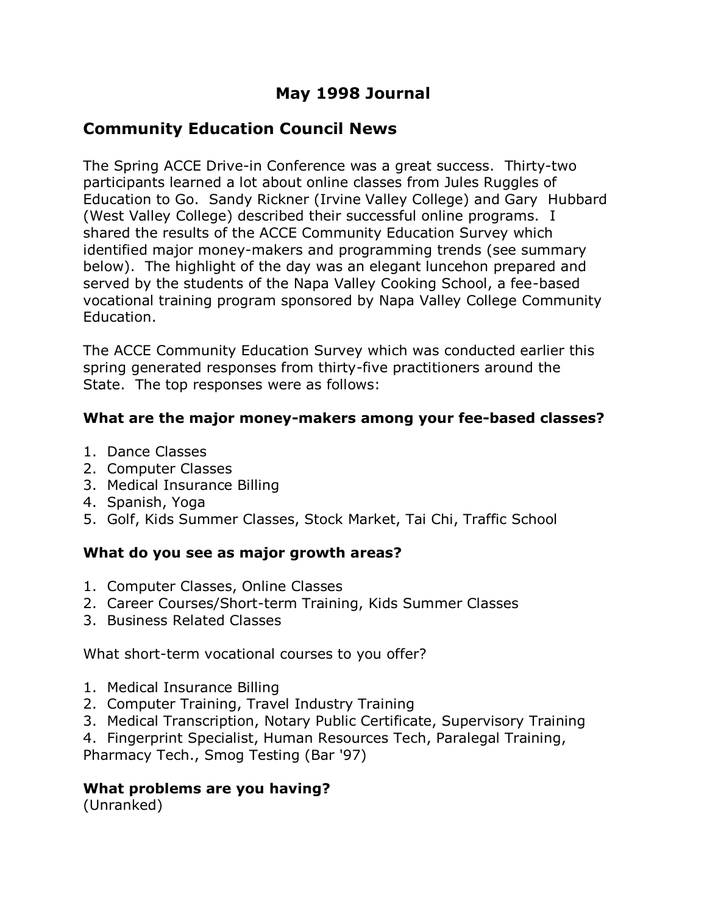# May 1998 Journal

## Community Education Council News

The Spring ACCE Drive-in Conference was a great success. Thirty-two participants learned a lot about online classes from Jules Ruggles of Education to Go. Sandy Rickner (Irvine Valley College) and Gary Hubbard (West Valley College) described their successful online programs. I shared the results of the ACCE Community Education Survey which identified major money-makers and programming trends (see summary below). The highlight of the day was an elegant luncehon prepared and served by the students of the Napa Valley Cooking School, a fee-based vocational training program sponsored by Napa Valley College Community Education.

The ACCE Community Education Survey which was conducted earlier this spring generated responses from thirty-five practitioners around the State. The top responses were as follows:

**What are the major money-makers among your fee-based classes?**

1. Dance Classes
2. Computer Classes
3. Medical Insurance Billing
4. Spanish, Yoga
5. Golf, Kids Summer Classes, Stock Market, Tai Chi, Traffic School

**What do you see as major growth areas?**

1. Computer Classes, Online Classes
2. Career Courses/Short-term Training, Kids Summer Classes
3. Business Related Classes

What short-term vocational courses to you offer?

1. Medical Insurance Billing
2. Computer Training, Travel Industry Training
3. Medical Transcription, Notary Public Certificate, Supervisory Training
4. Fingerprint Specialist, Human Resources Tech, Paralegal Training, Pharmacy Tech., Smog Testing (Bar '97)

**What problems are you having?**
(Unranked)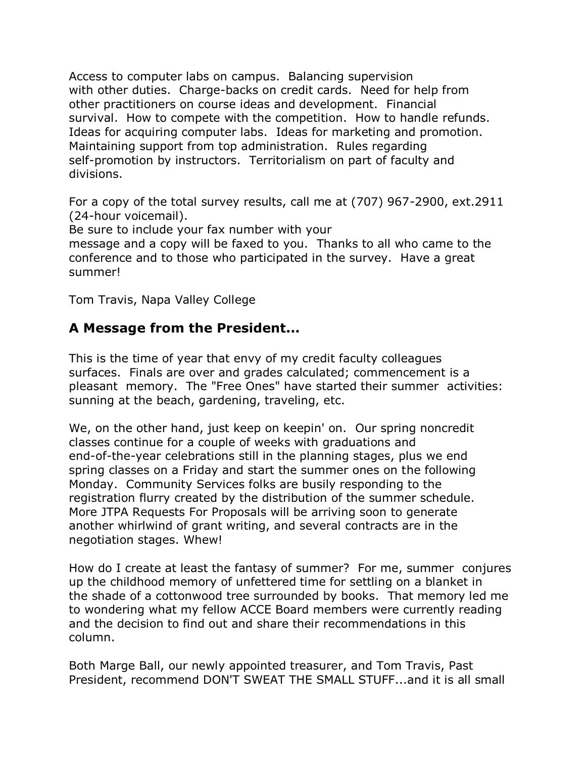Access to computer labs on campus. Balancing supervision with other duties. Charge-backs on credit cards. Need for help from other practitioners on course ideas and development. Financial survival. How to compete with the competition. How to handle refunds. Ideas for acquiring computer labs. Ideas for marketing and promotion. Maintaining support from top administration. Rules regarding self-promotion by instructors. Territorialism on part of faculty and divisions.

For a copy of the total survey results, call me at (707) 967-2900, ext.2911 (24-hour voicemail).
Be sure to include your fax number with your message and a copy will be faxed to you. Thanks to all who came to the conference and to those who participated in the survey. Have a great summer!

Tom Travis, Napa Valley College

## A Message from the President...

This is the time of year that envy of my credit faculty colleagues surfaces. Finals are over and grades calculated; commencement is a pleasant memory. The "Free Ones" have started their summer activities: sunning at the beach, gardening, traveling, etc.

We, on the other hand, just keep on keepin' on. Our spring noncredit classes continue for a couple of weeks with graduations and end-of-the-year celebrations still in the planning stages, plus we end spring classes on a Friday and start the summer ones on the following Monday. Community Services folks are busily responding to the registration flurry created by the distribution of the summer schedule. More JTPA Requests For Proposals will be arriving soon to generate another whirlwind of grant writing, and several contracts are in the negotiation stages. Whew!

How do I create at least the fantasy of summer? For me, summer conjures up the childhood memory of unfettered time for settling on a blanket in the shade of a cottonwood tree surrounded by books. That memory led me to wondering what my fellow ACCE Board members were currently reading and the decision to find out and share their recommendations in this column.

Both Marge Ball, our newly appointed treasurer, and Tom Travis, Past President, recommend DON'T SWEAT THE SMALL STUFF...and it is all small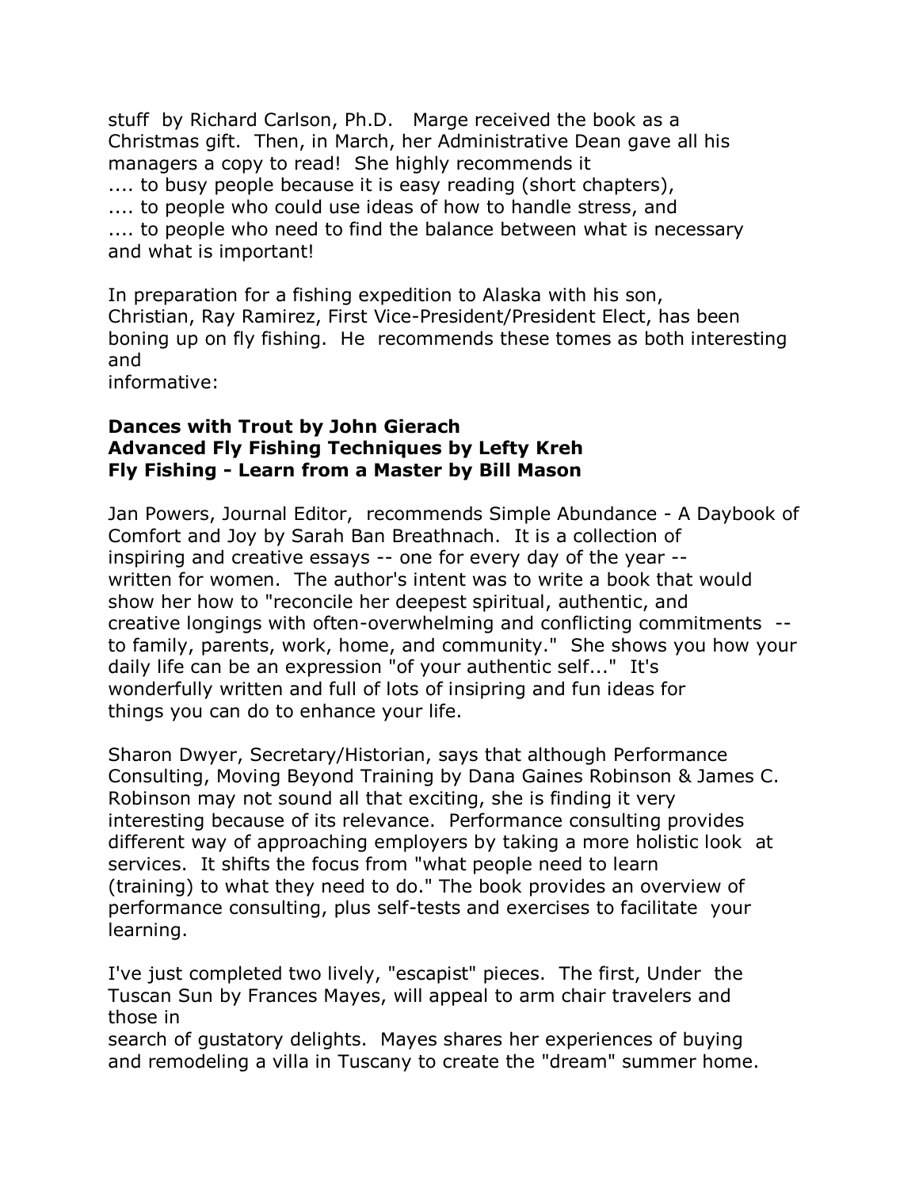stuff by Richard Carlson, Ph.D. Marge received the book as a Christmas gift. Then, in March, her Administrative Dean gave all his managers a copy to read! She highly recommends it
.... to busy people because it is easy reading (short chapters),
.... to people who could use ideas of how to handle stress, and
.... to people who need to find the balance between what is necessary and what is important!

In preparation for a fishing expedition to Alaska with his son, Christian, Ray Ramirez, First Vice-President/President Elect, has been boning up on fly fishing. He recommends these tomes as both interesting and
informative:

**Dances with Trout by John Gierach**
**Advanced Fly Fishing Techniques by Lefty Kreh**
**Fly Fishing - Learn from a Master by Bill Mason**

Jan Powers, Journal Editor, recommends Simple Abundance - A Daybook of Comfort and Joy by Sarah Ban Breathnach. It is a collection of inspiring and creative essays -- one for every day of the year -- written for women. The author's intent was to write a book that would show her how to "reconcile her deepest spiritual, authentic, and creative longings with often-overwhelming and conflicting commitments -- to family, parents, work, home, and community." She shows you how your daily life can be an expression "of your authentic self..." It's wonderfully written and full of lots of insipring and fun ideas for things you can do to enhance your life.

Sharon Dwyer, Secretary/Historian, says that although Performance Consulting, Moving Beyond Training by Dana Gaines Robinson & James C. Robinson may not sound all that exciting, she is finding it very interesting because of its relevance. Performance consulting provides different way of approaching employers by taking a more holistic look at services. It shifts the focus from "what people need to learn (training) to what they need to do." The book provides an overview of performance consulting, plus self-tests and exercises to facilitate your learning.

I've just completed two lively, "escapist" pieces. The first, Under the Tuscan Sun by Frances Mayes, will appeal to arm chair travelers and those in
search of gustatory delights. Mayes shares her experiences of buying and remodeling a villa in Tuscany to create the "dream" summer home.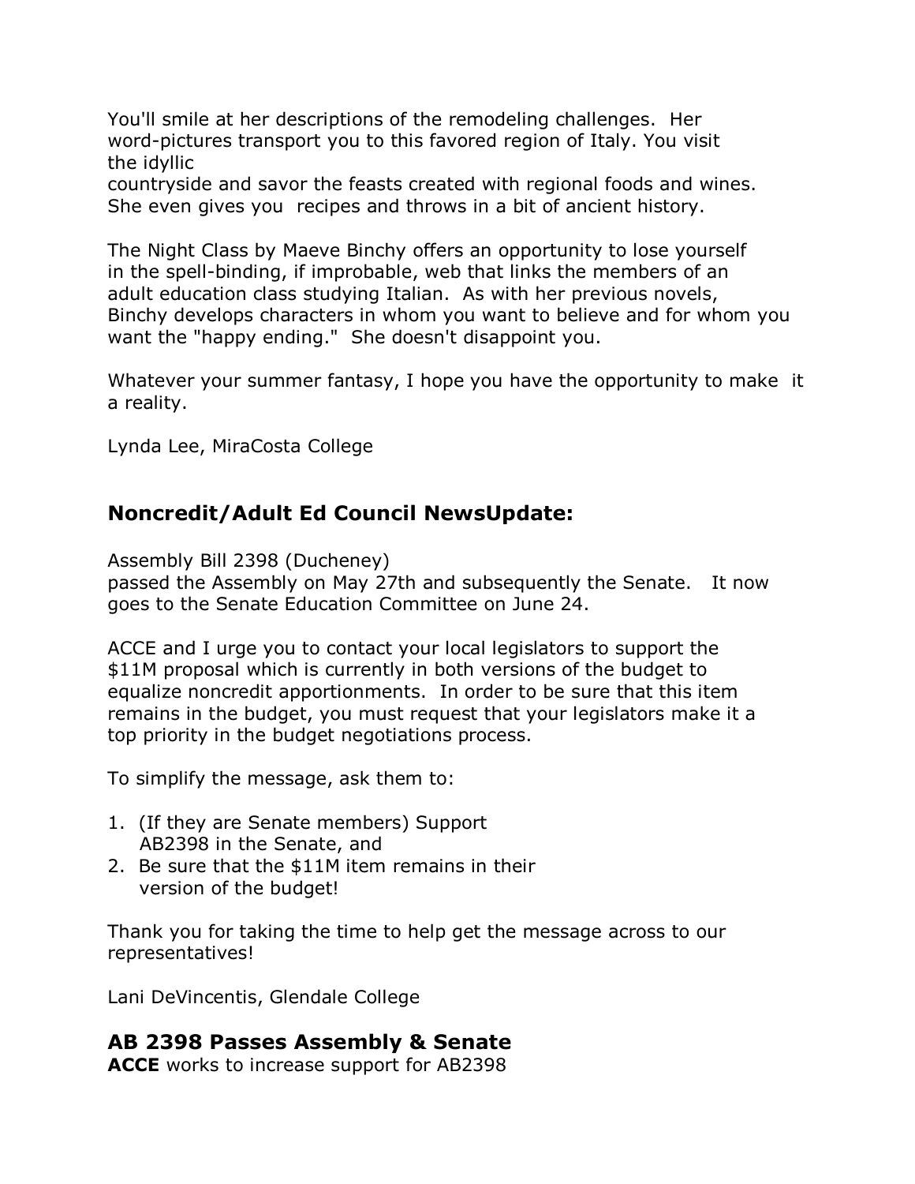You'll smile at her descriptions of the remodeling challenges. Her word-pictures transport you to this favored region of Italy. You visit the idyllic countryside and savor the feasts created with regional foods and wines. She even gives you recipes and throws in a bit of ancient history.

The Night Class by Maeve Binchy offers an opportunity to lose yourself in the spell-binding, if improbable, web that links the members of an adult education class studying Italian. As with her previous novels, Binchy develops characters in whom you want to believe and for whom you want the "happy ending." She doesn't disappoint you.

Whatever your summer fantasy, I hope you have the opportunity to make it a reality.

Lynda Lee, MiraCosta College

## Noncredit/Adult Ed Council NewsUpdate:

Assembly Bill 2398 (Ducheney) passed the Assembly on May 27th and subsequently the Senate. It now goes to the Senate Education Committee on June 24.

ACCE and I urge you to contact your local legislators to support the $11M proposal which is currently in both versions of the budget to equalize noncredit apportionments. In order to be sure that this item remains in the budget, you must request that your legislators make it a top priority in the budget negotiations process.

To simplify the message, ask them to:

1. (If they are Senate members) Support AB2398 in the Senate, and
2. Be sure that the $11M item remains in their version of the budget!

Thank you for taking the time to help get the message across to our representatives!

Lani DeVincentis, Glendale College

## AB 2398 Passes Assembly & Senate

**ACCE** works to increase support for AB2398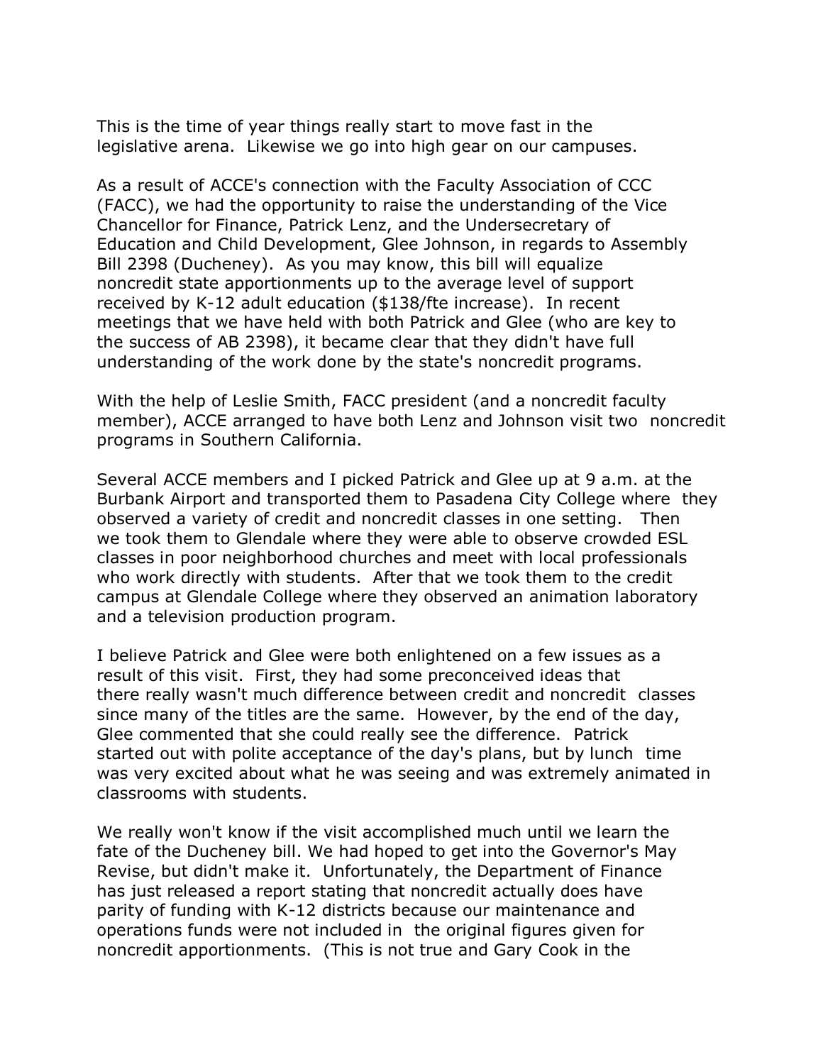This is the time of year things really start to move fast in the legislative arena. Likewise we go into high gear on our campuses.

As a result of ACCE's connection with the Faculty Association of CCC (FACC), we had the opportunity to raise the understanding of the Vice Chancellor for Finance, Patrick Lenz, and the Undersecretary of Education and Child Development, Glee Johnson, in regards to Assembly Bill 2398 (Ducheney). As you may know, this bill will equalize noncredit state apportionments up to the average level of support received by K-12 adult education ($138/fte increase). In recent meetings that we have held with both Patrick and Glee (who are key to the success of AB 2398), it became clear that they didn't have full understanding of the work done by the state's noncredit programs.

With the help of Leslie Smith, FACC president (and a noncredit faculty member), ACCE arranged to have both Lenz and Johnson visit two noncredit programs in Southern California.

Several ACCE members and I picked Patrick and Glee up at 9 a.m. at the Burbank Airport and transported them to Pasadena City College where they observed a variety of credit and noncredit classes in one setting. Then we took them to Glendale where they were able to observe crowded ESL classes in poor neighborhood churches and meet with local professionals who work directly with students. After that we took them to the credit campus at Glendale College where they observed an animation laboratory and a television production program.

I believe Patrick and Glee were both enlightened on a few issues as a result of this visit. First, they had some preconceived ideas that there really wasn't much difference between credit and noncredit classes since many of the titles are the same. However, by the end of the day, Glee commented that she could really see the difference. Patrick started out with polite acceptance of the day's plans, but by lunch time was very excited about what he was seeing and was extremely animated in classrooms with students.

We really won't know if the visit accomplished much until we learn the fate of the Ducheney bill. We had hoped to get into the Governor's May Revise, but didn't make it. Unfortunately, the Department of Finance has just released a report stating that noncredit actually does have parity of funding with K-12 districts because our maintenance and operations funds were not included in the original figures given for noncredit apportionments. (This is not true and Gary Cook in the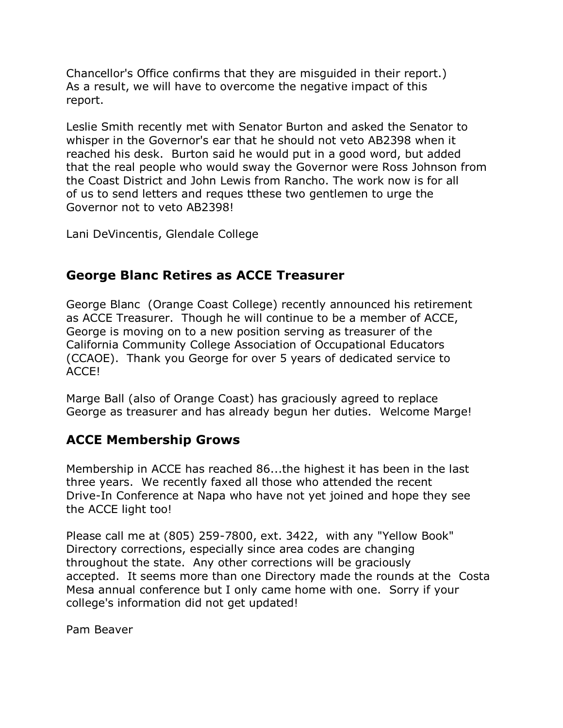Chancellor's Office confirms that they are misguided in their report.) As a result, we will have to overcome the negative impact of this report.

Leslie Smith recently met with Senator Burton and asked the Senator to whisper in the Governor's ear that he should not veto AB2398 when it reached his desk. Burton said he would put in a good word, but added that the real people who would sway the Governor were Ross Johnson from the Coast District and John Lewis from Rancho. The work now is for all of us to send letters and reques tthese two gentlemen to urge the Governor not to veto AB2398!

Lani DeVincentis, Glendale College

## George Blanc Retires as ACCE Treasurer

George Blanc (Orange Coast College) recently announced his retirement as ACCE Treasurer. Though he will continue to be a member of ACCE, George is moving on to a new position serving as treasurer of the California Community College Association of Occupational Educators (CCAOE). Thank you George for over 5 years of dedicated service to ACCE!

Marge Ball (also of Orange Coast) has graciously agreed to replace George as treasurer and has already begun her duties. Welcome Marge!

## ACCE Membership Grows

Membership in ACCE has reached 86...the highest it has been in the last three years. We recently faxed all those who attended the recent Drive-In Conference at Napa who have not yet joined and hope they see the ACCE light too!

Please call me at (805) 259-7800, ext. 3422, with any "Yellow Book" Directory corrections, especially since area codes are changing throughout the state. Any other corrections will be graciously accepted. It seems more than one Directory made the rounds at the Costa Mesa annual conference but I only came home with one. Sorry if your college's information did not get updated!

Pam Beaver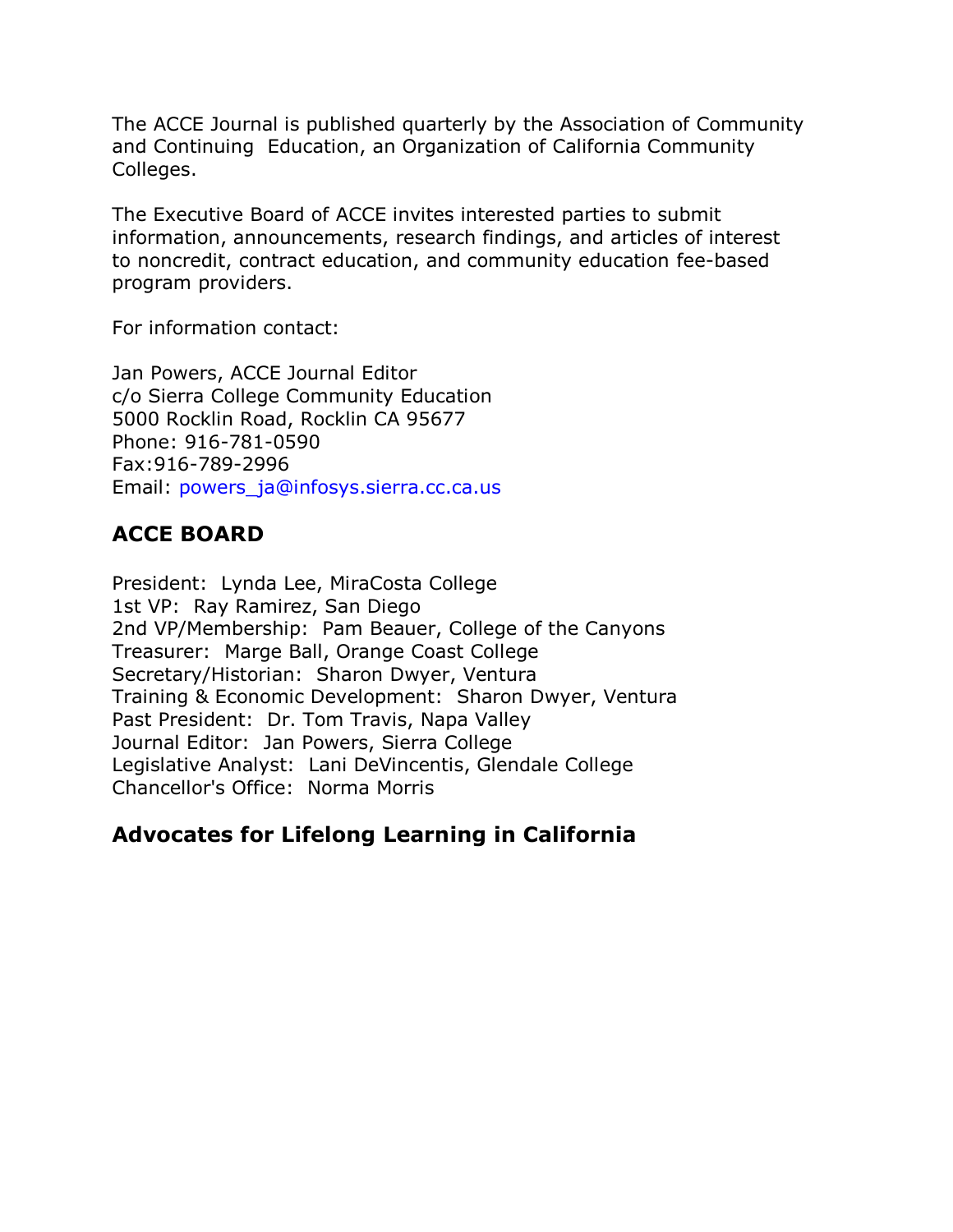The ACCE Journal is published quarterly by the Association of Community and Continuing Education, an Organization of California Community Colleges.

The Executive Board of ACCE invites interested parties to submit information, announcements, research findings, and articles of interest to noncredit, contract education, and community education fee-based program providers.

For information contact:

Jan Powers, ACCE Journal Editor
c/o Sierra College Community Education
5000 Rocklin Road, Rocklin CA 95677
Phone: 916-781-0590
Fax:916-789-2996
Email: powers_ja@infosys.sierra.cc.ca.us

## ACCE BOARD

President: Lynda Lee, MiraCosta College
1st VP: Ray Ramirez, San Diego
2nd VP/Membership: Pam Beauer, College of the Canyons
Treasurer: Marge Ball, Orange Coast College
Secretary/Historian: Sharon Dwyer, Ventura
Training & Economic Development: Sharon Dwyer, Ventura
Past President: Dr. Tom Travis, Napa Valley
Journal Editor: Jan Powers, Sierra College
Legislative Analyst: Lani DeVincentis, Glendale College
Chancellor's Office: Norma Morris

## Advocates for Lifelong Learning in California